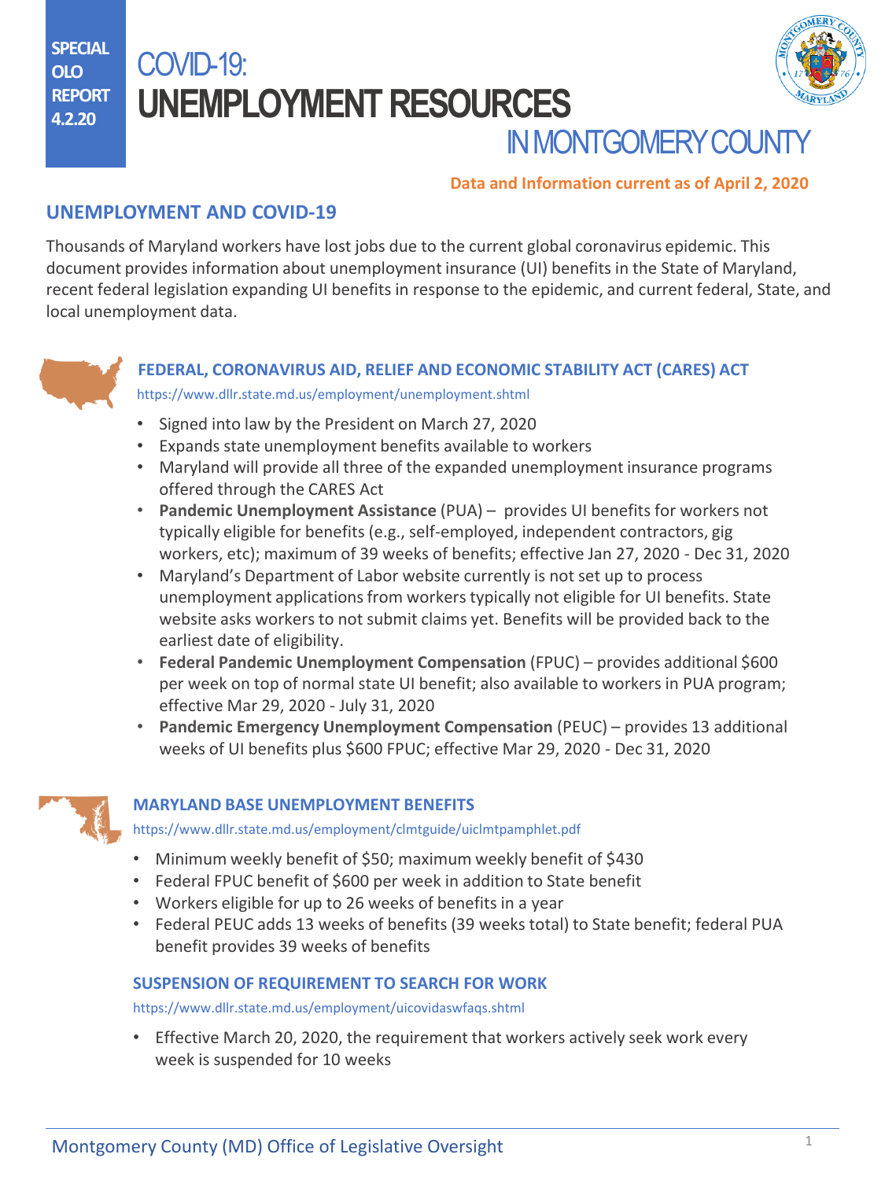SPECIAL OLO REPORT 4.2.20

# COVID-19: UNEMPLOYMENT RESOURCES IN MONTGOMERY COUNTY

**Data and Information current as of April 2, 2020**

## UNEMPLOYMENT AND COVID-19

Thousands of Maryland workers have lost jobs due to the current global coronavirus epidemic. This document provides information about unemployment insurance (UI) benefits in the State of Maryland, recent federal legislation expanding UI benefits in response to the epidemic, and current federal, State, and local unemployment data.

### FEDERAL, CORONAVIRUS AID, RELIEF AND ECONOMIC STABILITY ACT (CARES) ACT

https://www.dllr.state.md.us/employment/unemployment.shtml

- Signed into law by the President on March 27, 2020
- Expands state unemployment benefits available to workers
- Maryland will provide all three of the expanded unemployment insurance programs offered through the CARES Act
- **Pandemic Unemployment Assistance** (PUA) – provides UI benefits for workers not typically eligible for benefits (e.g., self-employed, independent contractors, gig workers, etc); maximum of 39 weeks of benefits; effective Jan 27, 2020 - Dec 31, 2020
- Maryland's Department of Labor website currently is not set up to process unemployment applications from workers typically not eligible for UI benefits. State website asks workers to not submit claims yet. Benefits will be provided back to the earliest date of eligibility.
- **Federal Pandemic Unemployment Compensation** (FPUC) – provides additional $600 per week on top of normal state UI benefit; also available to workers in PUA program; effective Mar 29, 2020 - July 31, 2020
- **Pandemic Emergency Unemployment Compensation** (PEUC) – provides 13 additional weeks of UI benefits plus $600 FPUC; effective Mar 29, 2020 - Dec 31, 2020

### MARYLAND BASE UNEMPLOYMENT BENEFITS

https://www.dllr.state.md.us/employment/clmtguide/uiclmtpamphlet.pdf

- Minimum weekly benefit of $50; maximum weekly benefit of $430
- Federal FPUC benefit of $600 per week in addition to State benefit
- Workers eligible for up to 26 weeks of benefits in a year
- Federal PEUC adds 13 weeks of benefits (39 weeks total) to State benefit; federal PUA benefit provides 39 weeks of benefits

### SUSPENSION OF REQUIREMENT TO SEARCH FOR WORK

https://www.dllr.state.md.us/employment/uicovidaswfaqs.shtml

- Effective March 20, 2020, the requirement that workers actively seek work every week is suspended for 10 weeks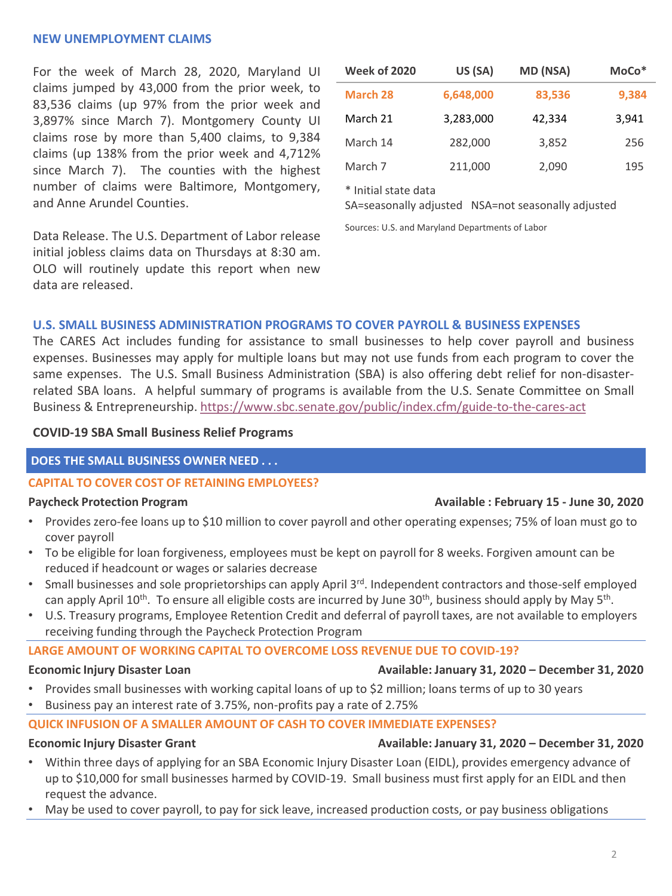## NEW UNEMPLOYMENT CLAIMS

For the week of March 28, 2020, Maryland UI claims jumped by 43,000 from the prior week, to 83,536 claims (up 97% from the prior week and 3,897% since March 7). Montgomery County UI claims rose by more than 5,400 claims, to 9,384 claims (up 138% from the prior week and 4,712% since March 7). The counties with the highest number of claims were Baltimore, Montgomery, and Anne Arundel Counties.

Data Release. The U.S. Department of Labor release initial jobless claims data on Thursdays at 8:30 am. OLO will routinely update this report when new data are released.

| Week of 2020 | US (SA) | MD (NSA) | MoCo* |
|---|---|---|---|
| **March 28** | **6,648,000** | **83,536** | **9,384** |
| March 21 | 3,283,000 | 42,334 | 3,941 |
| March 14 | 282,000 | 3,852 | 256 |
| March 7 | 211,000 | 2,090 | 195 |

* Initial state data
SA=seasonally adjusted NSA=not seasonally adjusted

Sources: U.S. and Maryland Departments of Labor

## U.S. SMALL BUSINESS ADMINISTRATION PROGRAMS TO COVER PAYROLL & BUSINESS EXPENSES

The CARES Act includes funding for assistance to small businesses to help cover payroll and business expenses. Businesses may apply for multiple loans but may not use funds from each program to cover the same expenses. The U.S. Small Business Administration (SBA) is also offering debt relief for non-disaster-related SBA loans. A helpful summary of programs is available from the U.S. Senate Committee on Small Business & Entrepreneurship. https://www.sbc.senate.gov/public/index.cfm/guide-to-the-cares-act

### COVID-19 SBA Small Business Relief Programs

**DOES THE SMALL BUSINESS OWNER NEED . . .**

**CAPITAL TO COVER COST OF RETAINING EMPLOYEES?**

**Paycheck Protection Program** — **Available : February 15 - June 30, 2020**

- Provides zero-fee loans up to $10 million to cover payroll and other operating expenses; 75% of loan must go to cover payroll
- To be eligible for loan forgiveness, employees must be kept on payroll for 8 weeks. Forgiven amount can be reduced if headcount or wages or salaries decrease
- Small businesses and sole proprietorships can apply April 3rd. Independent contractors and those-self employed can apply April 10th. To ensure all eligible costs are incurred by June 30th, business should apply by May 5th.
- U.S. Treasury programs, Employee Retention Credit and deferral of payroll taxes, are not available to employers receiving funding through the Paycheck Protection Program

**LARGE AMOUNT OF WORKING CAPITAL TO OVERCOME LOSS REVENUE DUE TO COVID-19?**

**Economic Injury Disaster Loan** — **Available: January 31, 2020 – December 31, 2020**

- Provides small businesses with working capital loans of up to $2 million; loans terms of up to 30 years
- Business pay an interest rate of 3.75%, non-profits pay a rate of 2.75%

**QUICK INFUSION OF A SMALLER AMOUNT OF CASH TO COVER IMMEDIATE EXPENSES?**

**Economic Injury Disaster Grant** — **Available: January 31, 2020 – December 31, 2020**

- Within three days of applying for an SBA Economic Injury Disaster Loan (EIDL), provides emergency advance of up to $10,000 for small businesses harmed by COVID-19. Small business must first apply for an EIDL and then request the advance.
- May be used to cover payroll, to pay for sick leave, increased production costs, or pay business obligations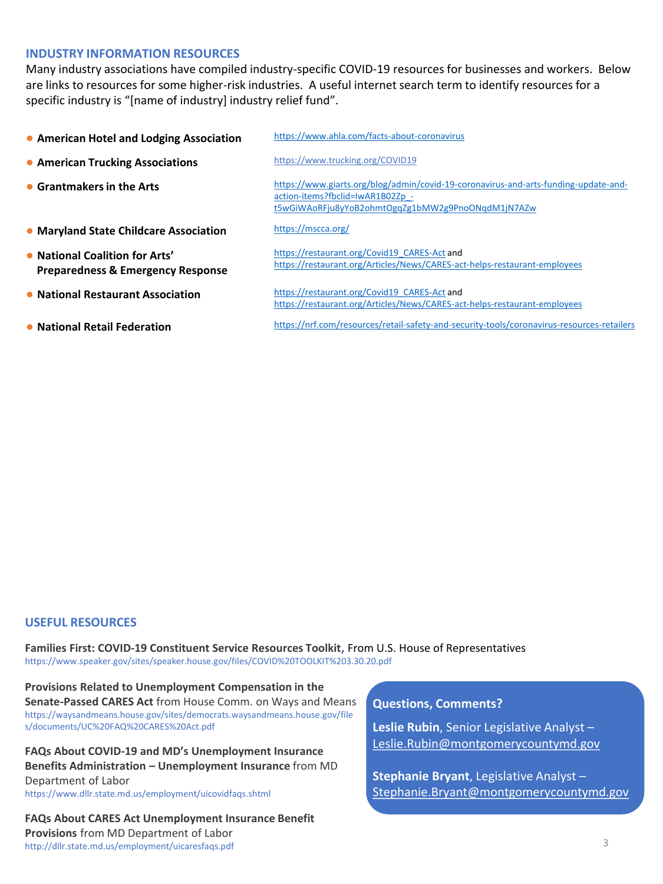## INDUSTRY INFORMATION RESOURCES

Many industry associations have compiled industry-specific COVID-19 resources for businesses and workers. Below are links to resources for some higher-risk industries. A useful internet search term to identify resources for a specific industry is "[name of industry] industry relief fund".

- **American Hotel and Lodging Association** — https://www.ahla.com/facts-about-coronavirus
- **American Trucking Associations** — https://www.trucking.org/COVID19
- **Grantmakers in the Arts** — https://www.giarts.org/blog/admin/covid-19-coronavirus-and-arts-funding-update-and-action-items?fbclid=IwAR1B02Zp_-t5wGiWAoRFju8yYoB2ohmtOgqZg1bMW2g9PnoONqdM1jN7AZw
- **Maryland State Childcare Association** — https://mscca.org/
- **National Coalition for Arts' Preparedness & Emergency Response** — https://restaurant.org/Covid19_CARES-Act and https://restaurant.org/Articles/News/CARES-act-helps-restaurant-employees
- **National Restaurant Association** — https://restaurant.org/Covid19_CARES-Act and https://restaurant.org/Articles/News/CARES-act-helps-restaurant-employees
- **National Retail Federation** — https://nrf.com/resources/retail-safety-and-security-tools/coronavirus-resources-retailers

## USEFUL RESOURCES

**Families First: COVID-19 Constituent Service Resources Toolkit,** From U.S. House of Representatives
https://www.speaker.gov/sites/speaker.house.gov/files/COVID%20TOOLKIT%203.30.20.pdf

**Provisions Related to Unemployment Compensation in the Senate-Passed CARES Act** from House Comm. on Ways and Means
https://waysandmeans.house.gov/sites/democrats.waysandmeans.house.gov/files/documents/UC%20FAQ%20CARES%20Act.pdf

**FAQs About COVID-19 and MD's Unemployment Insurance Benefits Administration – Unemployment Insurance** from MD Department of Labor
https://www.dllr.state.md.us/employment/uicovidfaqs.shtml

**FAQs About CARES Act Unemployment Insurance Benefit Provisions** from MD Department of Labor
http://dllr.state.md.us/employment/uicaresfaqs.pdf

### Questions, Comments?

**Leslie Rubin**, Senior Legislative Analyst – Leslie.Rubin@montgomerycountymd.gov

**Stephanie Bryant**, Legislative Analyst – Stephanie.Bryant@montgomerycountymd.gov